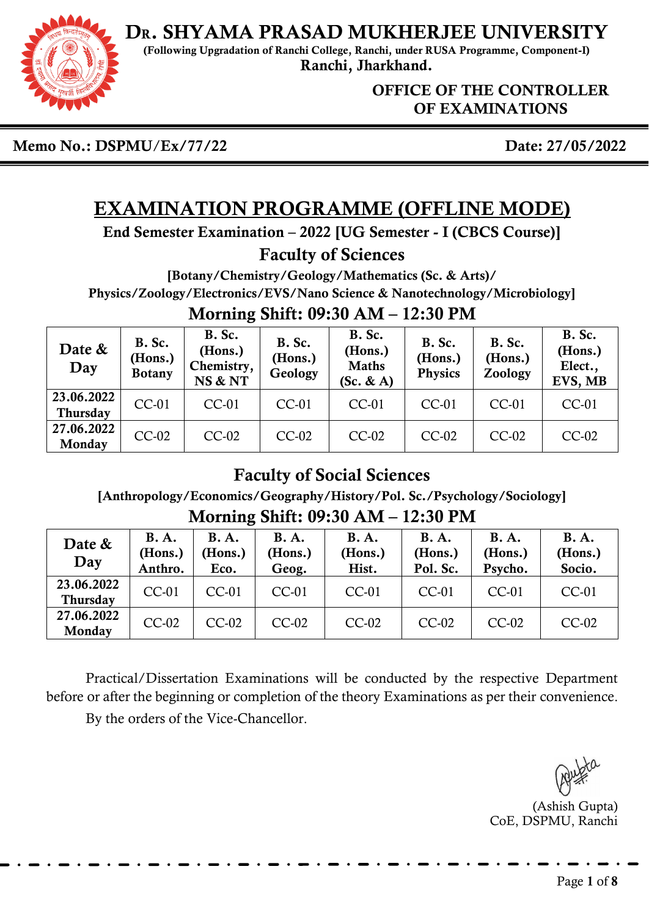# Dr. SHYAMA PRASAD MUKHERJEE UNIVERSITY

**(Following Upgradation of Ranchi College, Ranchi, under RUSA Programme, Component-I)**

**Ranchi, Jharkhand.**

**OFFICE OF THE CONTROLLER OF EXAMINATIONS**

**Memo No.: DSPMU/Ex/77/22** **Date: 27/05/2022**

# EXAMINATION PROGRAMME (OFFLINE MODE)

**End Semester Examination – 2022 [UG Semester - I (CBCS Course)]**

## Faculty of Sciences

**[Botany/Chemistry/Geology/Mathematics (Sc. & Arts)/ Physics/Zoology/Electronics/EVS/Nano Science & Nanotechnology/Microbiology]**

### Morning Shift: 09:30 AM – 12:30 PM

| Date & Day | B. Sc. (Hons.) Botany | B. Sc. (Hons.) Chemistry, NS & NT | B. Sc. (Hons.) Geology | B. Sc. (Hons.) Maths (Sc. & A) | B. Sc. (Hons.) Physics | B. Sc. (Hons.) Zoology | B. Sc. (Hons.) Elect., EVS, MB |
|---|---|---|---|---|---|---|---|
| 23.06.2022 Thursday | CC-01 | CC-01 | CC-01 | CC-01 | CC-01 | CC-01 | CC-01 |
| 27.06.2022 Monday | CC-02 | CC-02 | CC-02 | CC-02 | CC-02 | CC-02 | CC-02 |

## Faculty of Social Sciences

**[Anthropology/Economics/Geography/History/Pol. Sc./Psychology/Sociology]**

### Morning Shift: 09:30 AM – 12:30 PM

| Date & Day | B. A. (Hons.) Anthro. | B. A. (Hons.) Eco. | B. A. (Hons.) Geog. | B. A. (Hons.) Hist. | B. A. (Hons.) Pol. Sc. | B. A. (Hons.) Psycho. | B. A. (Hons.) Socio. |
|---|---|---|---|---|---|---|---|
| 23.06.2022 Thursday | CC-01 | CC-01 | CC-01 | CC-01 | CC-01 | CC-01 | CC-01 |
| 27.06.2022 Monday | CC-02 | CC-02 | CC-02 | CC-02 | CC-02 | CC-02 | CC-02 |

Practical/Dissertation Examinations will be conducted by the respective Department before or after the beginning or completion of the theory Examinations as per their convenience.

By the orders of the Vice-Chancellor.

(Ashish Gupta)
CoE, DSPMU, Ranchi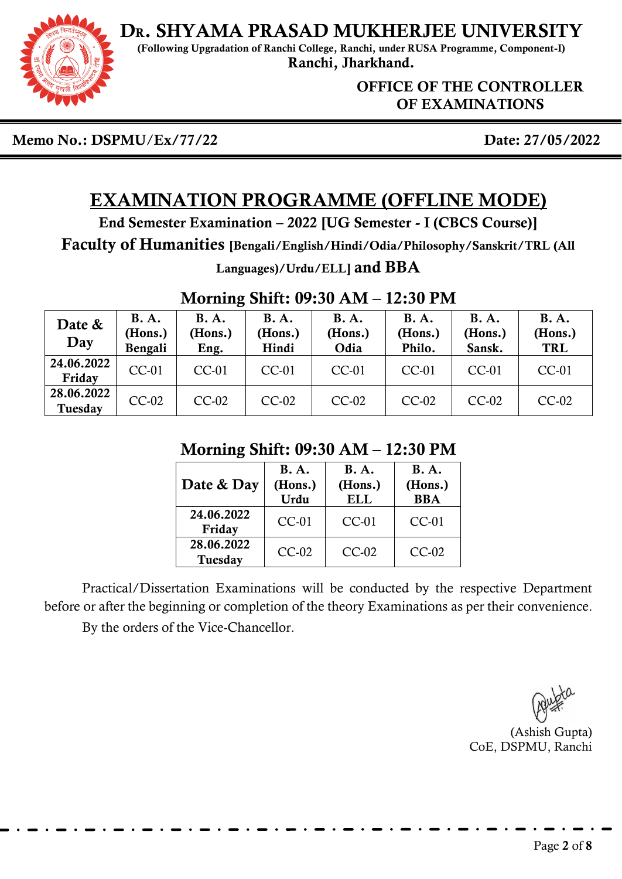# Dr. SHYAMA PRASAD MUKHERJEE UNIVERSITY

**(Following Upgradation of Ranchi College, Ranchi, under RUSA Programme, Component-I)**

**Ranchi, Jharkhand.**

**OFFICE OF THE CONTROLLER OF EXAMINATIONS**

**Memo No.: DSPMU/Ex/77/22** **Date: 27/05/2022**

## EXAMINATION PROGRAMME (OFFLINE MODE)

**End Semester Examination – 2022 [UG Semester - I (CBCS Course)]**

**Faculty of Humanities [Bengali/English/Hindi/Odia/Philosophy/Sanskrit/TRL (All Languages)/Urdu/ELL] and BBA**

### Morning Shift: 09:30 AM – 12:30 PM

| Date & Day | B. A. (Hons.) Bengali | B. A. (Hons.) Eng. | B. A. (Hons.) Hindi | B. A. (Hons.) Odia | B. A. (Hons.) Philo. | B. A. (Hons.) Sansk. | B. A. (Hons.) TRL |
|---|---|---|---|---|---|---|---|
| 24.06.2022 Friday | CC-01 | CC-01 | CC-01 | CC-01 | CC-01 | CC-01 | CC-01 |
| 28.06.2022 Tuesday | CC-02 | CC-02 | CC-02 | CC-02 | CC-02 | CC-02 | CC-02 |

### Morning Shift: 09:30 AM – 12:30 PM

| Date & Day | B. A. (Hons.) Urdu | B. A. (Hons.) ELL | B. A. (Hons.) BBA |
|---|---|---|---|
| 24.06.2022 Friday | CC-01 | CC-01 | CC-01 |
| 28.06.2022 Tuesday | CC-02 | CC-02 | CC-02 |

Practical/Dissertation Examinations will be conducted by the respective Department before or after the beginning or completion of the theory Examinations as per their convenience.

By the orders of the Vice-Chancellor.

(Ashish Gupta)
CoE, DSPMU, Ranchi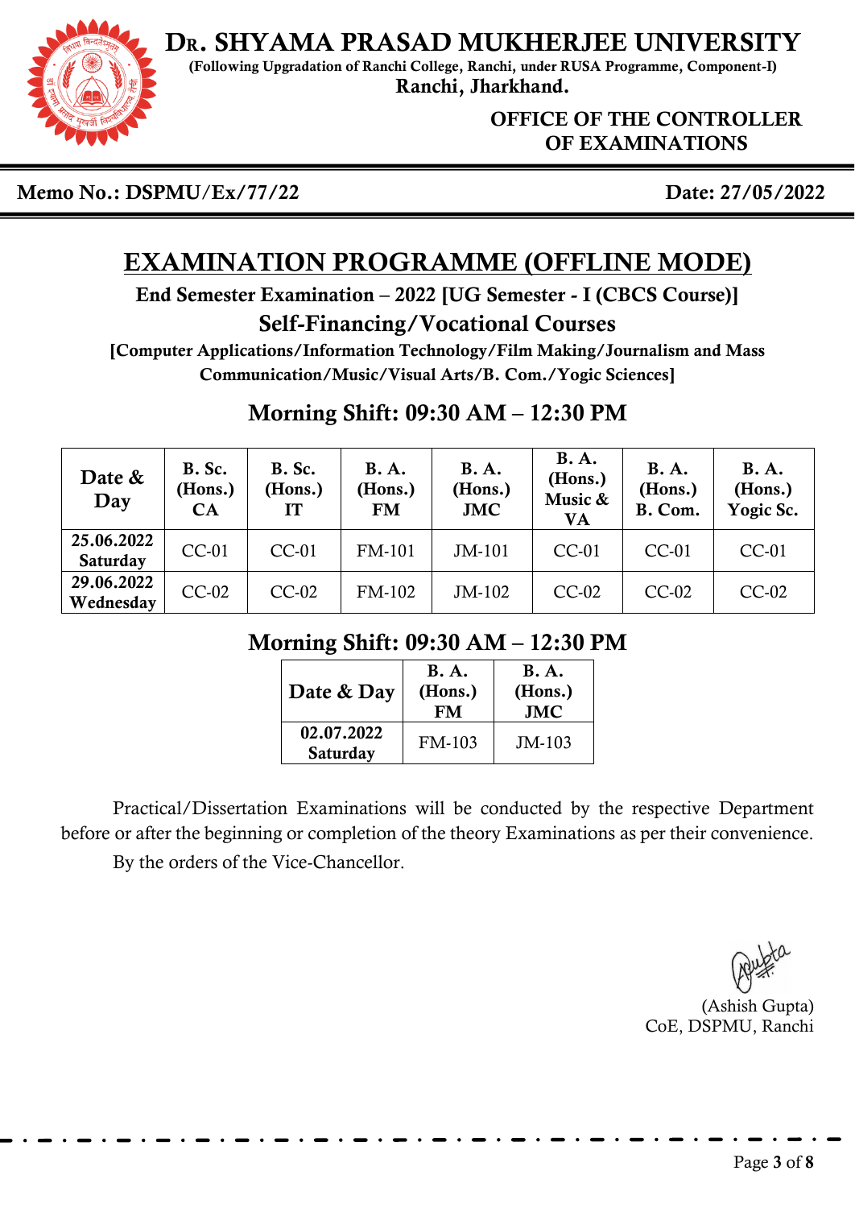# DR. SHYAMA PRASAD MUKHERJEE UNIVERSITY

**(Following Upgradation of Ranchi College, Ranchi, under RUSA Programme, Component-I)**

**Ranchi, Jharkhand.**

**OFFICE OF THE CONTROLLER OF EXAMINATIONS**

**Memo No.: DSPMU/Ex/77/22** **Date: 27/05/2022**

## EXAMINATION PROGRAMME (OFFLINE MODE)

**End Semester Examination – 2022 [UG Semester - I (CBCS Course)]**

**Self-Financing/Vocational Courses**

**[Computer Applications/Information Technology/Film Making/Journalism and Mass Communication/Music/Visual Arts/B. Com./Yogic Sciences]**

### Morning Shift: 09:30 AM – 12:30 PM

| Date & Day | B. Sc. (Hons.) CA | B. Sc. (Hons.) IT | B. A. (Hons.) FM | B. A. (Hons.) JMC | B. A. (Hons.) Music & VA | B. A. (Hons.) B. Com. | B. A. (Hons.) Yogic Sc. |
|---|---|---|---|---|---|---|---|
| **25.06.2022 Saturday** | CC-01 | CC-01 | FM-101 | JM-101 | CC-01 | CC-01 | CC-01 |
| **29.06.2022 Wednesday** | CC-02 | CC-02 | FM-102 | JM-102 | CC-02 | CC-02 | CC-02 |

### Morning Shift: 09:30 AM – 12:30 PM

| Date & Day | B. A. (Hons.) FM | B. A. (Hons.) JMC |
|---|---|---|
| **02.07.2022 Saturday** | FM-103 | JM-103 |

Practical/Dissertation Examinations will be conducted by the respective Department before or after the beginning or completion of the theory Examinations as per their convenience.

By the orders of the Vice-Chancellor.

(Ashish Gupta)
CoE, DSPMU, Ranchi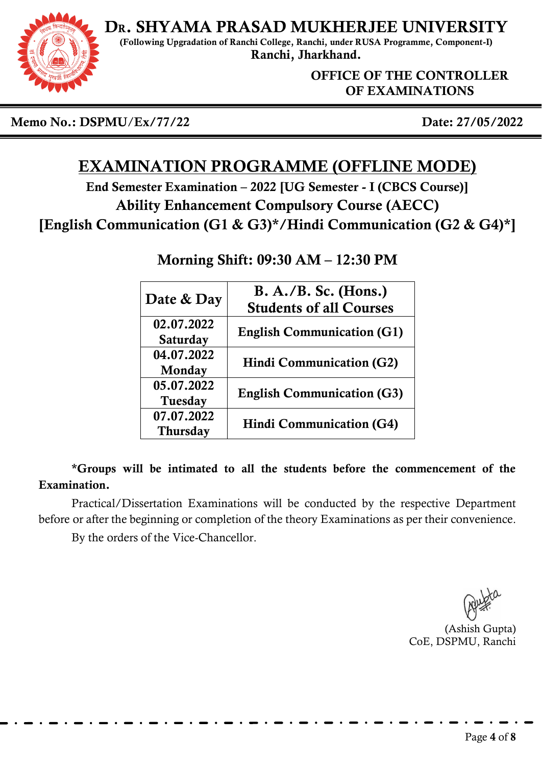# DR. SHYAMA PRASAD MUKHERJEE UNIVERSITY

**(Following Upgradation of Ranchi College, Ranchi, under RUSA Programme, Component-I)**

**Ranchi, Jharkhand.**

**OFFICE OF THE CONTROLLER OF EXAMINATIONS**

**Memo No.: DSPMU/Ex/77/22** **Date: 27/05/2022**

## EXAMINATION PROGRAMME (OFFLINE MODE)

**End Semester Examination – 2022 [UG Semester - I (CBCS Course)]**

**Ability Enhancement Compulsory Course (AECC)**

**[English Communication (G1 & G3)*/Hindi Communication (G2 & G4)*]**

### Morning Shift: 09:30 AM – 12:30 PM

| Date & Day | B. A./B. Sc. (Hons.) Students of all Courses |
|---|---|
| 02.07.2022 Saturday | English Communication (G1) |
| 04.07.2022 Monday | Hindi Communication (G2) |
| 05.07.2022 Tuesday | English Communication (G3) |
| 07.07.2022 Thursday | Hindi Communication (G4) |

**\*Groups will be intimated to all the students before the commencement of the Examination.**

Practical/Dissertation Examinations will be conducted by the respective Department before or after the beginning or completion of the theory Examinations as per their convenience.

By the orders of the Vice-Chancellor.

(Ashish Gupta)
CoE, DSPMU, Ranchi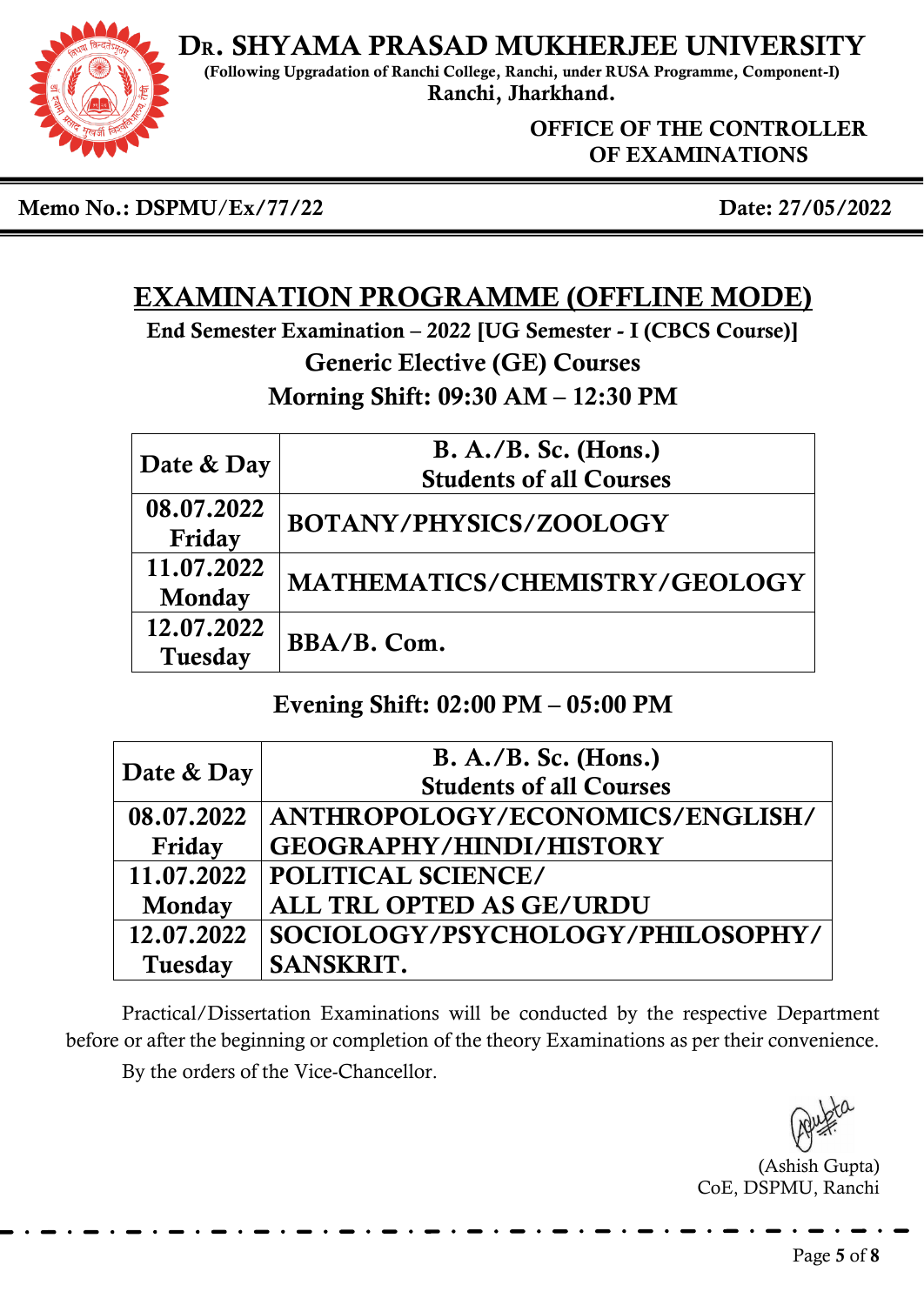# Dr. SHYAMA PRASAD MUKHERJEE UNIVERSITY

**(Following Upgradation of Ranchi College, Ranchi, under RUSA Programme, Component-I)**

**Ranchi, Jharkhand.**

**OFFICE OF THE CONTROLLER OF EXAMINATIONS**

**Memo No.: DSPMU/Ex/77/22** **Date: 27/05/2022**

## EXAMINATION PROGRAMME (OFFLINE MODE)

**End Semester Examination – 2022 [UG Semester - I (CBCS Course)]**

**Generic Elective (GE) Courses**

**Morning Shift: 09:30 AM – 12:30 PM**

| Date & Day | B. A./B. Sc. (Hons.) Students of all Courses |
|---|---|
| 08.07.2022 Friday | BOTANY/PHYSICS/ZOOLOGY |
| 11.07.2022 Monday | MATHEMATICS/CHEMISTRY/GEOLOGY |
| 12.07.2022 Tuesday | BBA/B. Com. |

**Evening Shift: 02:00 PM – 05:00 PM**

| Date & Day | B. A./B. Sc. (Hons.) Students of all Courses |
|---|---|
| 08.07.2022 Friday | ANTHROPOLOGY/ECONOMICS/ENGLISH/ GEOGRAPHY/HINDI/HISTORY |
| 11.07.2022 Monday | POLITICAL SCIENCE/ ALL TRL OPTED AS GE/URDU |
| 12.07.2022 Tuesday | SOCIOLOGY/PSYCHOLOGY/PHILOSOPHY/ SANSKRIT. |

Practical/Dissertation Examinations will be conducted by the respective Department before or after the beginning or completion of the theory Examinations as per their convenience.

By the orders of the Vice-Chancellor.

(Ashish Gupta)
CoE, DSPMU, Ranchi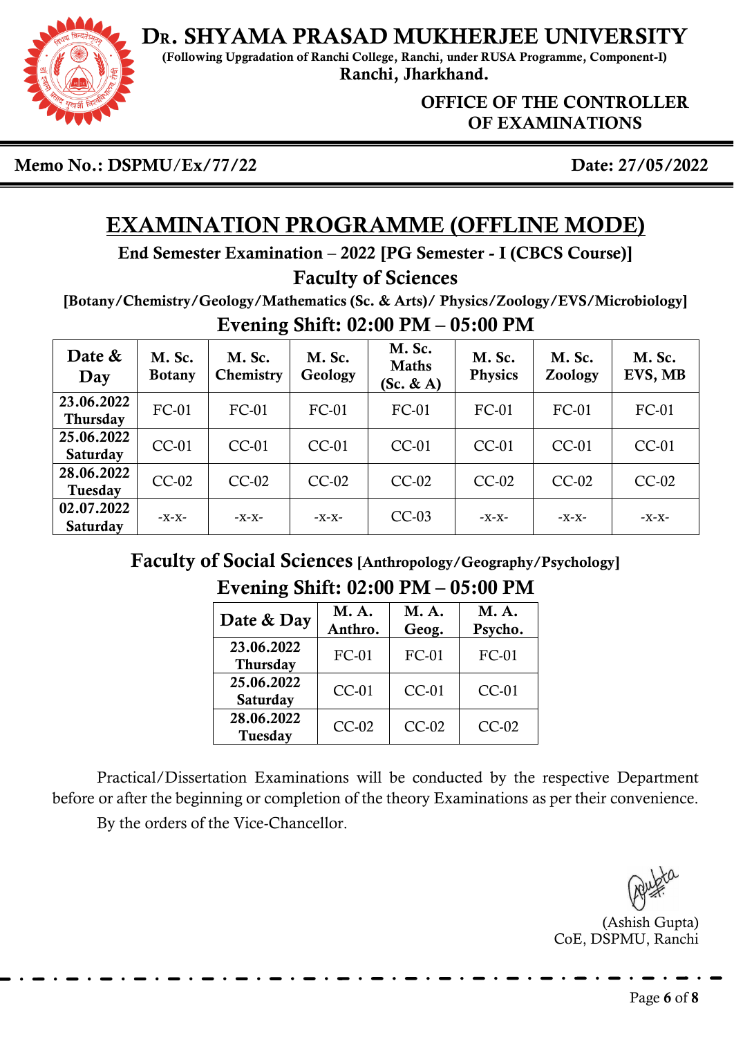# Dr. SHYAMA PRASAD MUKHERJEE UNIVERSITY

**(Following Upgradation of Ranchi College, Ranchi, under RUSA Programme, Component-I)**

**Ranchi, Jharkhand.**

**OFFICE OF THE CONTROLLER OF EXAMINATIONS**

**Memo No.: DSPMU/Ex/77/22** **Date: 27/05/2022**

## EXAMINATION PROGRAMME (OFFLINE MODE)

**End Semester Examination – 2022 [PG Semester - I (CBCS Course)]**

### Faculty of Sciences

**[Botany/Chemistry/Geology/Mathematics (Sc. & Arts)/ Physics/Zoology/EVS/Microbiology]**

### Evening Shift: 02:00 PM – 05:00 PM

| Date & Day | M. Sc. Botany | M. Sc. Chemistry | M. Sc. Geology | M. Sc. Maths (Sc. & A) | M. Sc. Physics | M. Sc. Zoology | M. Sc. EVS, MB |
|---|---|---|---|---|---|---|---|
| 23.06.2022 Thursday | FC-01 | FC-01 | FC-01 | FC-01 | FC-01 | FC-01 | FC-01 |
| 25.06.2022 Saturday | CC-01 | CC-01 | CC-01 | CC-01 | CC-01 | CC-01 | CC-01 |
| 28.06.2022 Tuesday | CC-02 | CC-02 | CC-02 | CC-02 | CC-02 | CC-02 | CC-02 |
| 02.07.2022 Saturday | -x-x- | -x-x- | -x-x- | CC-03 | -x-x- | -x-x- | -x-x- |

### Faculty of Social Sciences [Anthropology/Geography/Psychology]

### Evening Shift: 02:00 PM – 05:00 PM

| Date & Day | M. A. Anthro. | M. A. Geog. | M. A. Psycho. |
|---|---|---|---|
| 23.06.2022 Thursday | FC-01 | FC-01 | FC-01 |
| 25.06.2022 Saturday | CC-01 | CC-01 | CC-01 |
| 28.06.2022 Tuesday | CC-02 | CC-02 | CC-02 |

Practical/Dissertation Examinations will be conducted by the respective Department before or after the beginning or completion of the theory Examinations as per their convenience.

By the orders of the Vice-Chancellor.

(Ashish Gupta)
CoE, DSPMU, Ranchi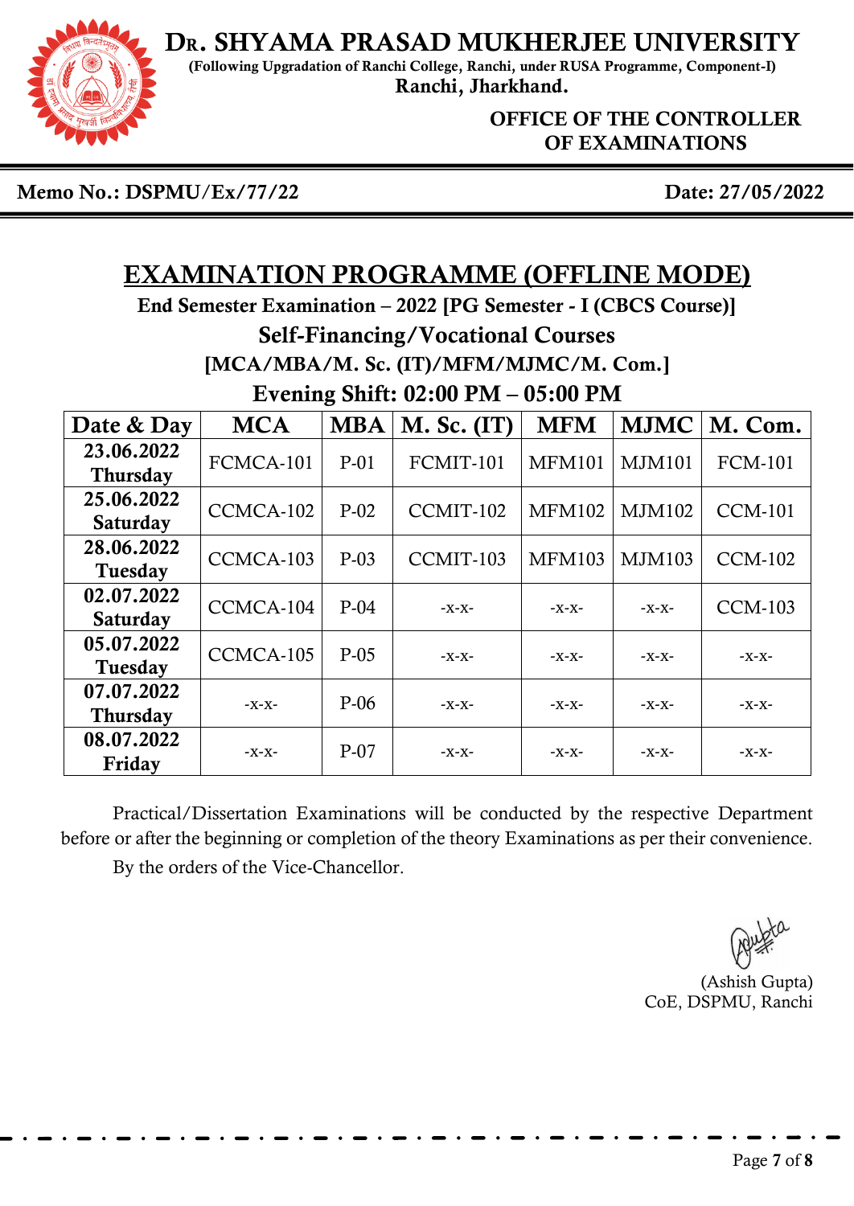# Dr. SHYAMA PRASAD MUKHERJEE UNIVERSITY

**(Following Upgradation of Ranchi College, Ranchi, under RUSA Programme, Component-I)**

**Ranchi, Jharkhand.**

**OFFICE OF THE CONTROLLER OF EXAMINATIONS**

**Memo No.: DSPMU/Ex/77/22** **Date: 27/05/2022**

## EXAMINATION PROGRAMME (OFFLINE MODE)

**End Semester Examination – 2022 [PG Semester - I (CBCS Course)]**

**Self-Financing/Vocational Courses**

**[MCA/MBA/M. Sc. (IT)/MFM/MJMC/M. Com.]**

**Evening Shift: 02:00 PM – 05:00 PM**

| Date & Day | MCA | MBA | M. Sc. (IT) | MFM | MJMC | M. Com. |
|---|---|---|---|---|---|---|
| 23.06.2022 Thursday | FCMCA-101 | P-01 | FCMIT-101 | MFM101 | MJM101 | FCM-101 |
| 25.06.2022 Saturday | CCMCA-102 | P-02 | CCMIT-102 | MFM102 | MJM102 | CCM-101 |
| 28.06.2022 Tuesday | CCMCA-103 | P-03 | CCMIT-103 | MFM103 | MJM103 | CCM-102 |
| 02.07.2022 Saturday | CCMCA-104 | P-04 | -x-x- | -x-x- | -x-x- | CCM-103 |
| 05.07.2022 Tuesday | CCMCA-105 | P-05 | -x-x- | -x-x- | -x-x- | -x-x- |
| 07.07.2022 Thursday | -x-x- | P-06 | -x-x- | -x-x- | -x-x- | -x-x- |
| 08.07.2022 Friday | -x-x- | P-07 | -x-x- | -x-x- | -x-x- | -x-x- |

Practical/Dissertation Examinations will be conducted by the respective Department before or after the beginning or completion of the theory Examinations as per their convenience.

By the orders of the Vice-Chancellor.

(Ashish Gupta)
CoE, DSPMU, Ranchi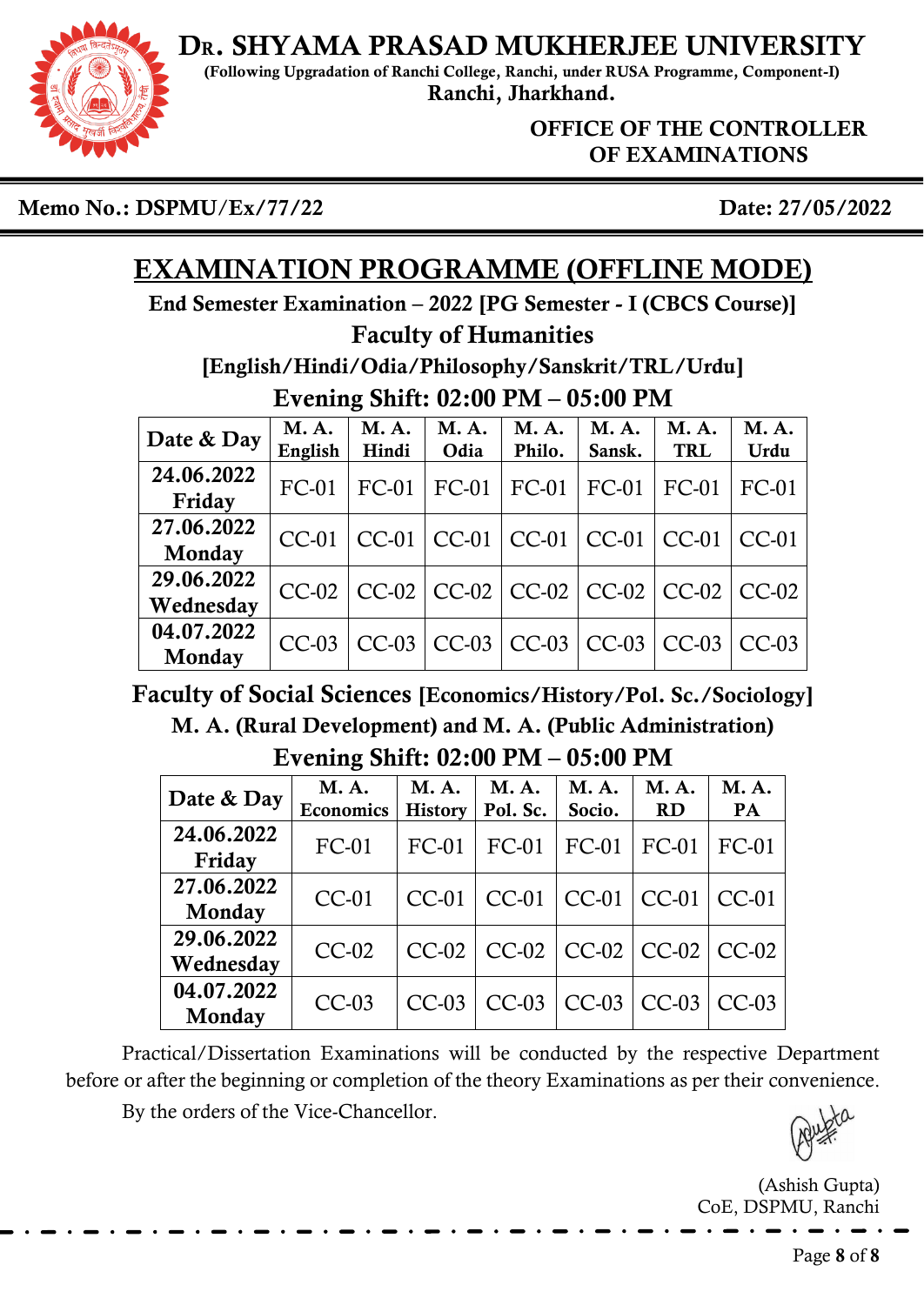# DR. SHYAMA PRASAD MUKHERJEE UNIVERSITY

**(Following Upgradation of Ranchi College, Ranchi, under RUSA Programme, Component-I)**

**Ranchi, Jharkhand.**

**OFFICE OF THE CONTROLLER OF EXAMINATIONS**

**Memo No.: DSPMU/Ex/77/22** **Date: 27/05/2022**

## EXAMINATION PROGRAMME (OFFLINE MODE)

**End Semester Examination – 2022 [PG Semester - I (CBCS Course)]**

### Faculty of Humanities

**[English/Hindi/Odia/Philosophy/Sanskrit/TRL/Urdu]**

**Evening Shift: 02:00 PM – 05:00 PM**

| Date & Day | M. A. English | M. A. Hindi | M. A. Odia | M. A. Philo. | M. A. Sansk. | M. A. TRL | M. A. Urdu |
|---|---|---|---|---|---|---|---|
| **24.06.2022 Friday** | FC-01 | FC-01 | FC-01 | FC-01 | FC-01 | FC-01 | FC-01 |
| **27.06.2022 Monday** | CC-01 | CC-01 | CC-01 | CC-01 | CC-01 | CC-01 | CC-01 |
| **29.06.2022 Wednesday** | CC-02 | CC-02 | CC-02 | CC-02 | CC-02 | CC-02 | CC-02 |
| **04.07.2022 Monday** | CC-03 | CC-03 | CC-03 | CC-03 | CC-03 | CC-03 | CC-03 |

### Faculty of Social Sciences [Economics/History/Pol. Sc./Sociology]

**M. A. (Rural Development) and M. A. (Public Administration)**

**Evening Shift: 02:00 PM – 05:00 PM**

| Date & Day | M. A. Economics | M. A. History | M. A. Pol. Sc. | M. A. Socio. | M. A. RD | M. A. PA |
|---|---|---|---|---|---|---|
| **24.06.2022 Friday** | FC-01 | FC-01 | FC-01 | FC-01 | FC-01 | FC-01 |
| **27.06.2022 Monday** | CC-01 | CC-01 | CC-01 | CC-01 | CC-01 | CC-01 |
| **29.06.2022 Wednesday** | CC-02 | CC-02 | CC-02 | CC-02 | CC-02 | CC-02 |
| **04.07.2022 Monday** | CC-03 | CC-03 | CC-03 | CC-03 | CC-03 | CC-03 |

Practical/Dissertation Examinations will be conducted by the respective Department before or after the beginning or completion of the theory Examinations as per their convenience.

By the orders of the Vice-Chancellor.

(Ashish Gupta)
CoE, DSPMU, Ranchi